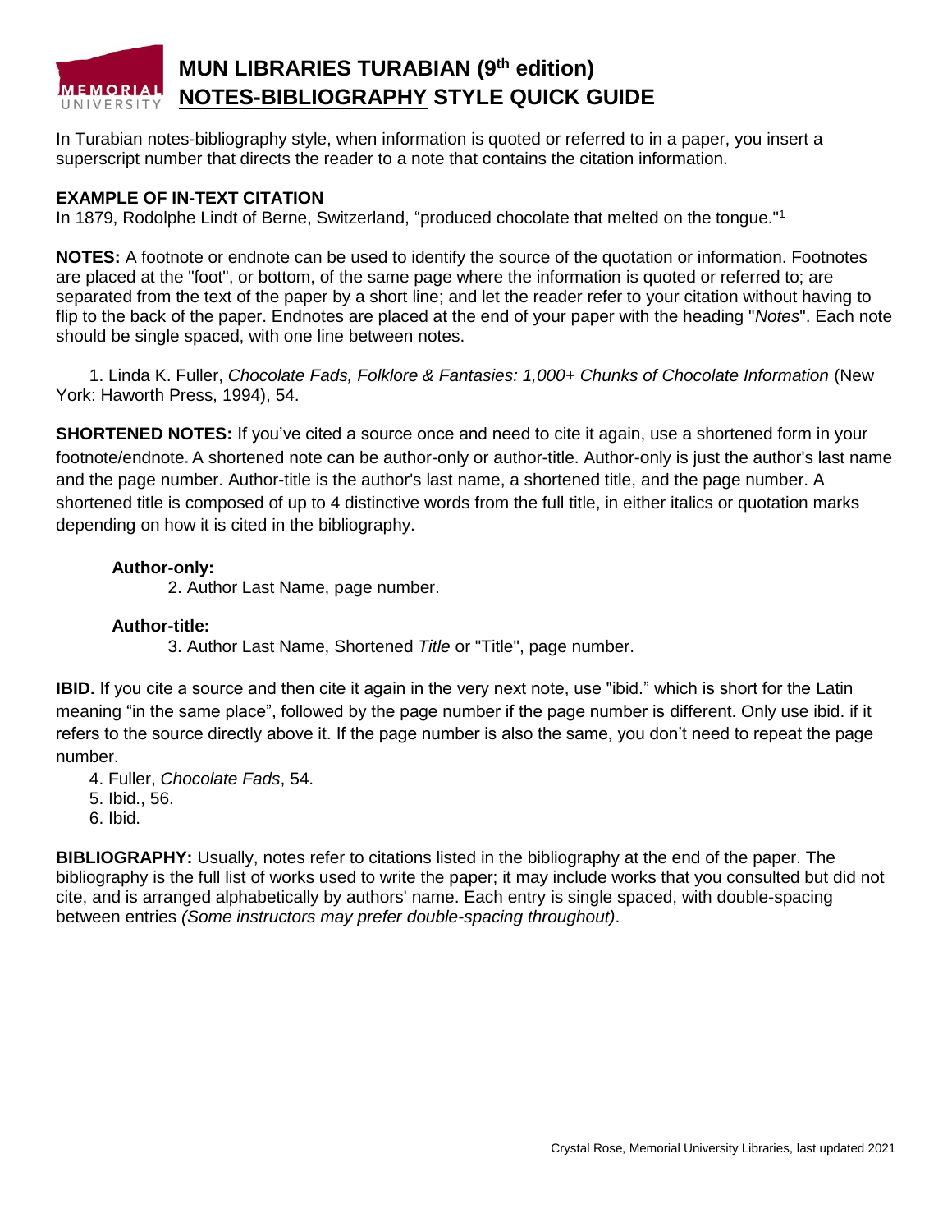# MUN LIBRARIES TURABIAN (9th edition) NOTES-BIBLIOGRAPHY STYLE QUICK GUIDE

In Turabian notes-bibliography style, when information is quoted or referred to in a paper, you insert a superscript number that directs the reader to a note that contains the citation information.

**EXAMPLE OF IN-TEXT CITATION**

In 1879, Rodolphe Lindt of Berne, Switzerland, "produced chocolate that melted on the tongue."[1]

**NOTES:** A footnote or endnote can be used to identify the source of the quotation or information. Footnotes are placed at the "foot", or bottom, of the same page where the information is quoted or referred to; are separated from the text of the paper by a short line; and let the reader refer to your citation without having to flip to the back of the paper. Endnotes are placed at the end of your paper with the heading "*Notes*". Each note should be single spaced, with one line between notes.

1. Linda K. Fuller, *Chocolate Fads, Folklore & Fantasies: 1,000+ Chunks of Chocolate Information* (New York: Haworth Press, 1994), 54.

**SHORTENED NOTES:** If you've cited a source once and need to cite it again, use a shortened form in your footnote/endnote. A shortened note can be author-only or author-title. Author-only is just the author's last name and the page number. Author-title is the author's last name, a shortened title, and the page number. A shortened title is composed of up to 4 distinctive words from the full title, in either italics or quotation marks depending on how it is cited in the bibliography.

**Author-only:**

2. Author Last Name, page number.

**Author-title:**

3. Author Last Name, Shortened *Title* or "Title", page number.

**IBID.** If you cite a source and then cite it again in the very next note, use "ibid." which is short for the Latin meaning "in the same place", followed by the page number if the page number is different. Only use ibid. if it refers to the source directly above it. If the page number is also the same, you don't need to repeat the page number.

4. Fuller, *Chocolate Fads*, 54.
5. Ibid., 56.
6. Ibid.

**BIBLIOGRAPHY:** Usually, notes refer to citations listed in the bibliography at the end of the paper. The bibliography is the full list of works used to write the paper; it may include works that you consulted but did not cite, and is arranged alphabetically by authors' name. Each entry is single spaced, with double-spacing between entries *(Some instructors may prefer double-spacing throughout)*.

Crystal Rose, Memorial University Libraries, last updated 2021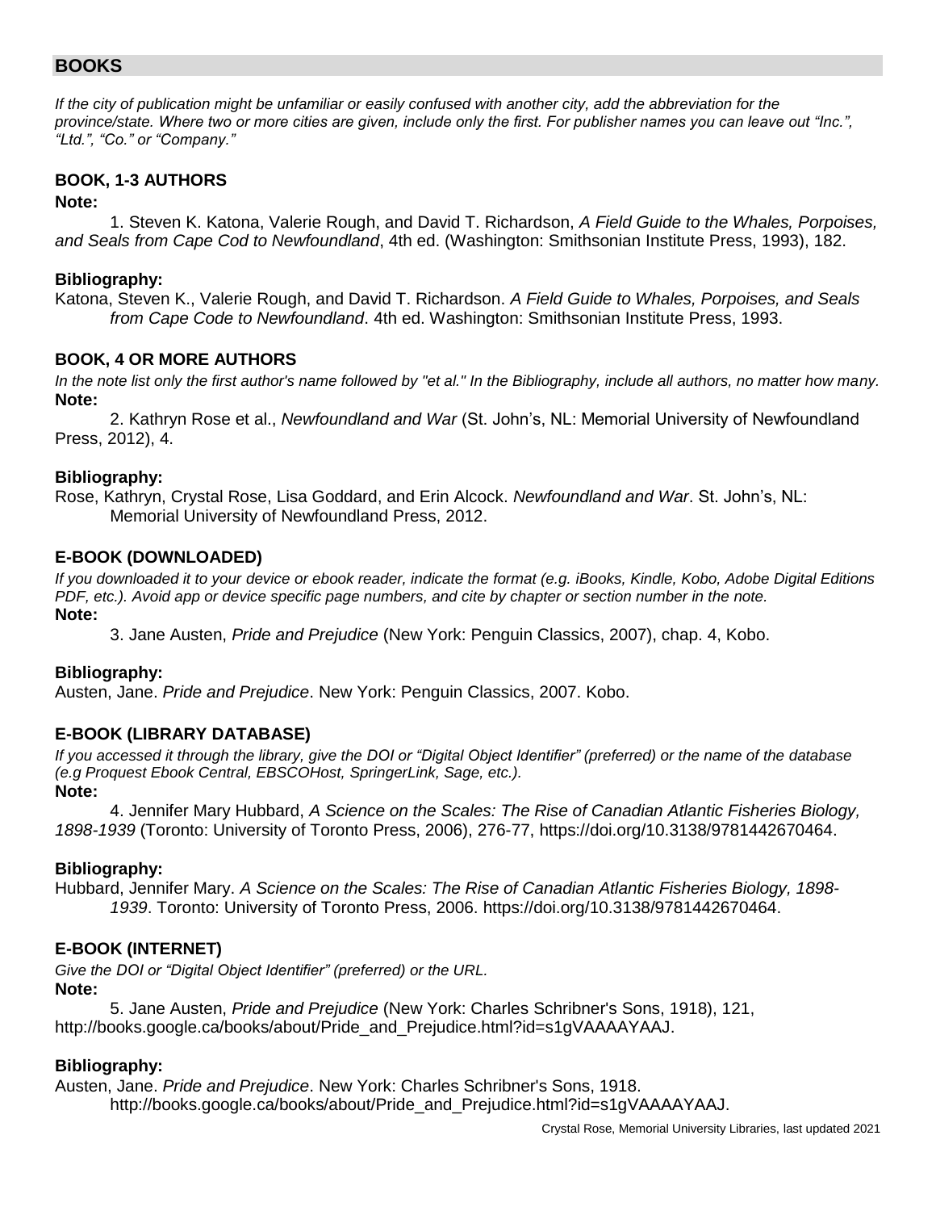## BOOKS

*If the city of publication might be unfamiliar or easily confused with another city, add the abbreviation for the province/state. Where two or more cities are given, include only the first. For publisher names you can leave out "Inc.", "Ltd.", "Co." or "Company."*

### BOOK, 1-3 AUTHORS

**Note:**

1. Steven K. Katona, Valerie Rough, and David T. Richardson, *A Field Guide to the Whales, Porpoises, and Seals from Cape Cod to Newfoundland*, 4th ed. (Washington: Smithsonian Institute Press, 1993), 182.

**Bibliography:**

Katona, Steven K., Valerie Rough, and David T. Richardson. *A Field Guide to Whales, Porpoises, and Seals from Cape Code to Newfoundland*. 4th ed. Washington: Smithsonian Institute Press, 1993.

### BOOK, 4 OR MORE AUTHORS

*In the note list only the first author's name followed by "et al." In the Bibliography, include all authors, no matter how many.*

**Note:**

2. Kathryn Rose et al., *Newfoundland and War* (St. John's, NL: Memorial University of Newfoundland Press, 2012), 4.

**Bibliography:**

Rose, Kathryn, Crystal Rose, Lisa Goddard, and Erin Alcock. *Newfoundland and War*. St. John's, NL: Memorial University of Newfoundland Press, 2012.

### E-BOOK (DOWNLOADED)

*If you downloaded it to your device or ebook reader, indicate the format (e.g. iBooks, Kindle, Kobo, Adobe Digital Editions PDF, etc.). Avoid app or device specific page numbers, and cite by chapter or section number in the note.*

**Note:**

3. Jane Austen, *Pride and Prejudice* (New York: Penguin Classics, 2007), chap. 4, Kobo.

**Bibliography:**

Austen, Jane. *Pride and Prejudice*. New York: Penguin Classics, 2007. Kobo.

### E-BOOK (LIBRARY DATABASE)

*If you accessed it through the library, give the DOI or "Digital Object Identifier" (preferred) or the name of the database (e.g Proquest Ebook Central, EBSCOHost, SpringerLink, Sage, etc.).*

**Note:**

4. Jennifer Mary Hubbard, *A Science on the Scales: The Rise of Canadian Atlantic Fisheries Biology, 1898-1939* (Toronto: University of Toronto Press, 2006), 276-77, https://doi.org/10.3138/9781442670464.

**Bibliography:**

Hubbard, Jennifer Mary. *A Science on the Scales: The Rise of Canadian Atlantic Fisheries Biology, 1898-1939*. Toronto: University of Toronto Press, 2006. https://doi.org/10.3138/9781442670464.

### E-BOOK (INTERNET)

*Give the DOI or "Digital Object Identifier" (preferred) or the URL.*

**Note:**

5. Jane Austen, *Pride and Prejudice* (New York: Charles Schribner's Sons, 1918), 121, http://books.google.ca/books/about/Pride_and_Prejudice.html?id=s1gVAAAAYAAJ.

**Bibliography:**

Austen, Jane. *Pride and Prejudice*. New York: Charles Schribner's Sons, 1918. http://books.google.ca/books/about/Pride_and_Prejudice.html?id=s1gVAAAAYAAJ.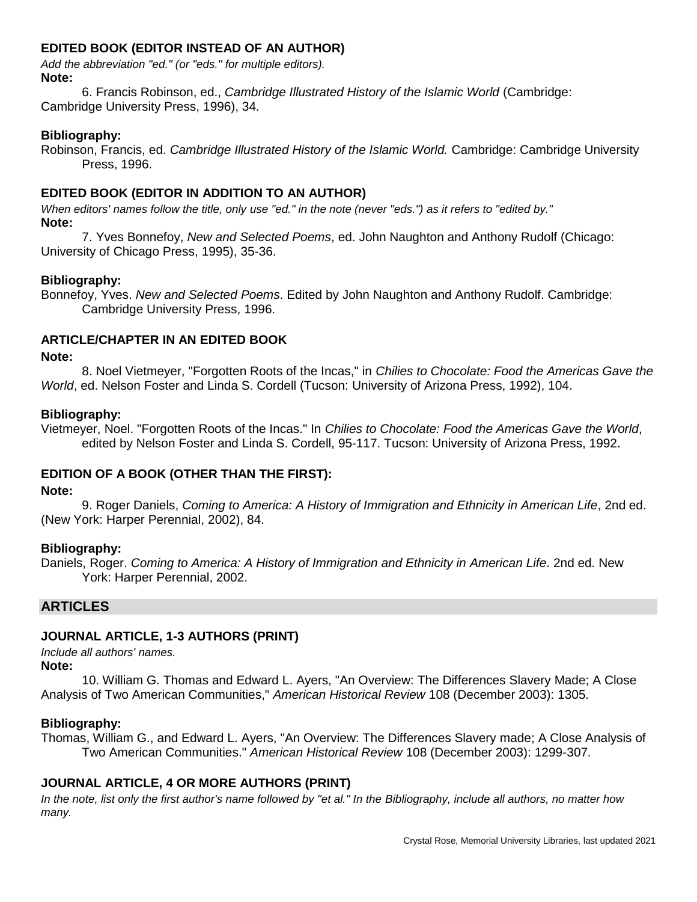### EDITED BOOK (EDITOR INSTEAD OF AN AUTHOR)

*Add the abbreviation "ed." (or "eds." for multiple editors).*

**Note:**

6. Francis Robinson, ed., *Cambridge Illustrated History of the Islamic World* (Cambridge: Cambridge University Press, 1996), 34.

**Bibliography:**

Robinson, Francis, ed. *Cambridge Illustrated History of the Islamic World.* Cambridge: Cambridge University Press, 1996.

### EDITED BOOK (EDITOR IN ADDITION TO AN AUTHOR)

*When editors' names follow the title, only use "ed." in the note (never "eds.") as it refers to "edited by."*

**Note:**

7. Yves Bonnefoy, *New and Selected Poems*, ed. John Naughton and Anthony Rudolf (Chicago: University of Chicago Press, 1995), 35-36.

**Bibliography:**

Bonnefoy, Yves. *New and Selected Poems*. Edited by John Naughton and Anthony Rudolf. Cambridge: Cambridge University Press, 1996.

### ARTICLE/CHAPTER IN AN EDITED BOOK

**Note:**

8. Noel Vietmeyer, "Forgotten Roots of the Incas," in *Chilies to Chocolate: Food the Americas Gave the World*, ed. Nelson Foster and Linda S. Cordell (Tucson: University of Arizona Press, 1992), 104.

**Bibliography:**

Vietmeyer, Noel. "Forgotten Roots of the Incas." In *Chilies to Chocolate: Food the Americas Gave the World*, edited by Nelson Foster and Linda S. Cordell, 95-117. Tucson: University of Arizona Press, 1992.

### EDITION OF A BOOK (OTHER THAN THE FIRST):

**Note:**

9. Roger Daniels, *Coming to America: A History of Immigration and Ethnicity in American Life*, 2nd ed. (New York: Harper Perennial, 2002), 84.

**Bibliography:**

Daniels, Roger. *Coming to America: A History of Immigration and Ethnicity in American Life*. 2nd ed. New York: Harper Perennial, 2002.

## ARTICLES

### JOURNAL ARTICLE, 1-3 AUTHORS (PRINT)

*Include all authors' names.*

**Note:**

10. William G. Thomas and Edward L. Ayers, "An Overview: The Differences Slavery Made; A Close Analysis of Two American Communities," *American Historical Review* 108 (December 2003): 1305.

**Bibliography:**

Thomas, William G., and Edward L. Ayers, "An Overview: The Differences Slavery made; A Close Analysis of Two American Communities." *American Historical Review* 108 (December 2003): 1299-307.

### JOURNAL ARTICLE, 4 OR MORE AUTHORS (PRINT)

*In the note, list only the first author's name followed by "et al." In the Bibliography, include all authors, no matter how many.*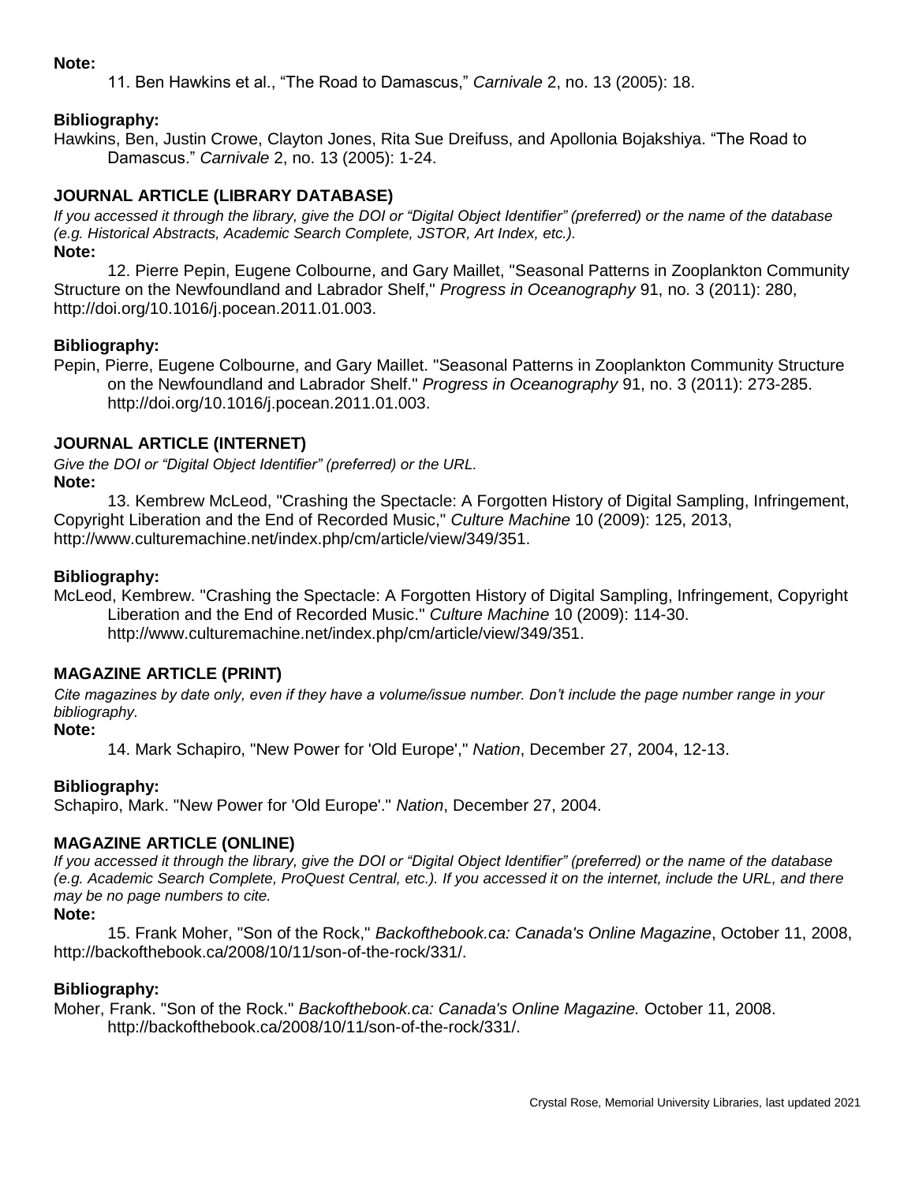**Note:**

11. Ben Hawkins et al., “The Road to Damascus,” *Carnivale* 2, no. 13 (2005): 18.

**Bibliography:**

Hawkins, Ben, Justin Crowe, Clayton Jones, Rita Sue Dreifuss, and Apollonia Bojakshiya. “The Road to Damascus.” *Carnivale* 2, no. 13 (2005): 1-24.

### JOURNAL ARTICLE (LIBRARY DATABASE)

*If you accessed it through the library, give the DOI or “Digital Object Identifier” (preferred) or the name of the database (e.g. Historical Abstracts, Academic Search Complete, JSTOR, Art Index, etc.).*

**Note:**

12. Pierre Pepin, Eugene Colbourne, and Gary Maillet, "Seasonal Patterns in Zooplankton Community Structure on the Newfoundland and Labrador Shelf," *Progress in Oceanography* 91, no. 3 (2011): 280, http://doi.org/10.1016/j.pocean.2011.01.003.

**Bibliography:**

Pepin, Pierre, Eugene Colbourne, and Gary Maillet. "Seasonal Patterns in Zooplankton Community Structure on the Newfoundland and Labrador Shelf." *Progress in Oceanography* 91, no. 3 (2011): 273-285. http://doi.org/10.1016/j.pocean.2011.01.003.

### JOURNAL ARTICLE (INTERNET)

*Give the DOI or “Digital Object Identifier” (preferred) or the URL.*

**Note:**

13. Kembrew McLeod, "Crashing the Spectacle: A Forgotten History of Digital Sampling, Infringement, Copyright Liberation and the End of Recorded Music," *Culture Machine* 10 (2009): 125, 2013, http://www.culturemachine.net/index.php/cm/article/view/349/351.

**Bibliography:**

McLeod, Kembrew. "Crashing the Spectacle: A Forgotten History of Digital Sampling, Infringement, Copyright Liberation and the End of Recorded Music." *Culture Machine* 10 (2009): 114-30. http://www.culturemachine.net/index.php/cm/article/view/349/351.

### MAGAZINE ARTICLE (PRINT)

*Cite magazines by date only, even if they have a volume/issue number. Don’t include the page number range in your bibliography.*

**Note:**

14. Mark Schapiro, "New Power for 'Old Europe'," *Nation*, December 27, 2004, 12-13.

**Bibliography:**

Schapiro, Mark. "New Power for 'Old Europe'." *Nation*, December 27, 2004.

### MAGAZINE ARTICLE (ONLINE)

*If you accessed it through the library, give the DOI or “Digital Object Identifier” (preferred) or the name of the database (e.g. Academic Search Complete, ProQuest Central, etc.). If you accessed it on the internet, include the URL, and there may be no page numbers to cite.*

**Note:**

15. Frank Moher, "Son of the Rock," *Backofthebook.ca: Canada's Online Magazine*, October 11, 2008, http://backofthebook.ca/2008/10/11/son-of-the-rock/331/.

**Bibliography:**

Moher, Frank. "Son of the Rock." *Backofthebook.ca: Canada's Online Magazine.* October 11, 2008. http://backofthebook.ca/2008/10/11/son-of-the-rock/331/.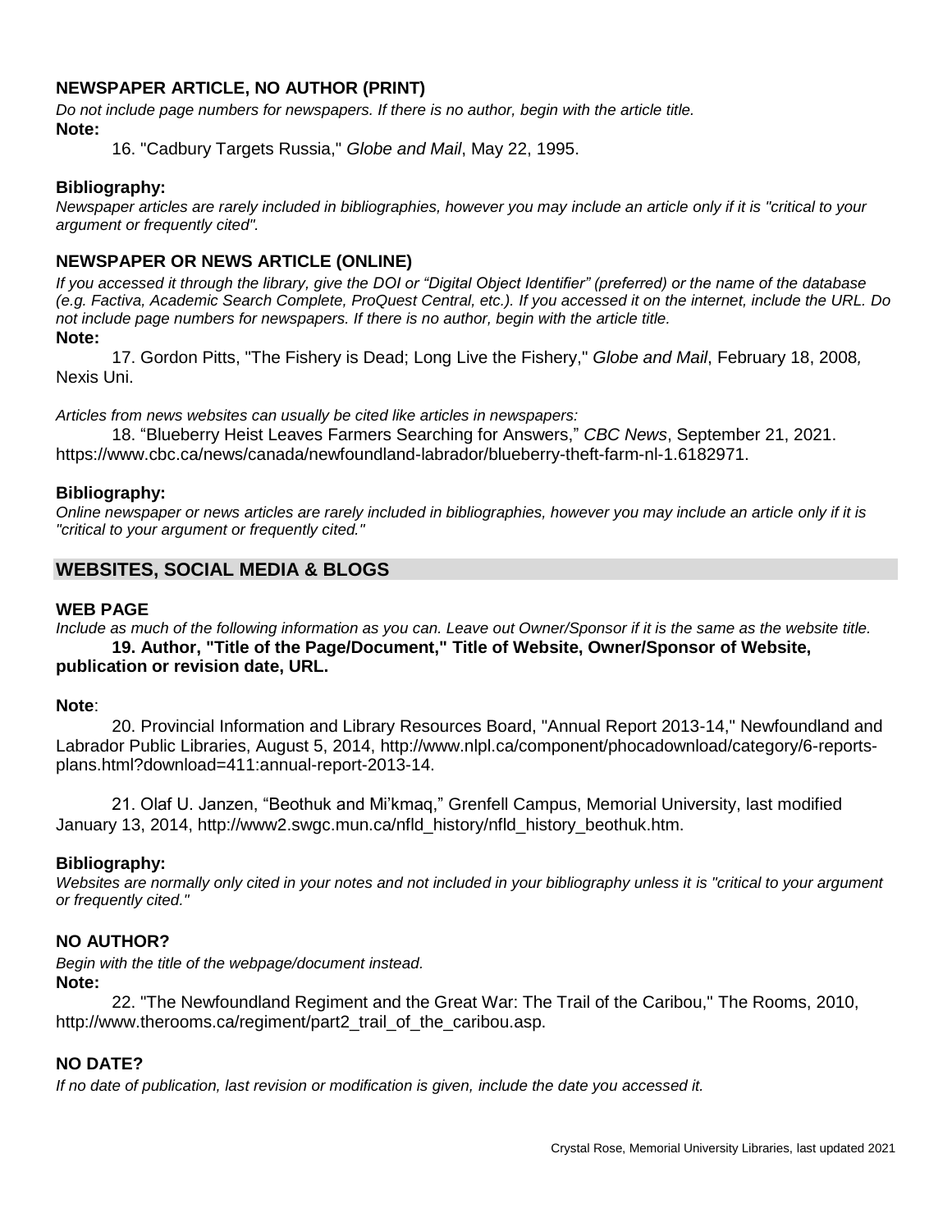### NEWSPAPER ARTICLE, NO AUTHOR (PRINT)

*Do not include page numbers for newspapers. If there is no author, begin with the article title.*

**Note:**

16. "Cadbury Targets Russia," *Globe and Mail*, May 22, 1995.

**Bibliography:**

*Newspaper articles are rarely included in bibliographies, however you may include an article only if it is "critical to your argument or frequently cited".*

### NEWSPAPER OR NEWS ARTICLE (ONLINE)

*If you accessed it through the library, give the DOI or "Digital Object Identifier" (preferred) or the name of the database (e.g. Factiva, Academic Search Complete, ProQuest Central, etc.). If you accessed it on the internet, include the URL. Do not include page numbers for newspapers. If there is no author, begin with the article title.*

**Note:**

17. Gordon Pitts, "The Fishery is Dead; Long Live the Fishery," *Globe and Mail*, February 18, 2008, Nexis Uni.

*Articles from news websites can usually be cited like articles in newspapers:*

18. "Blueberry Heist Leaves Farmers Searching for Answers," *CBC News*, September 21, 2021. https://www.cbc.ca/news/canada/newfoundland-labrador/blueberry-theft-farm-nl-1.6182971.

**Bibliography:**

*Online newspaper or news articles are rarely included in bibliographies, however you may include an article only if it is "critical to your argument or frequently cited."*

## WEBSITES, SOCIAL MEDIA & BLOGS

### WEB PAGE

*Include as much of the following information as you can. Leave out Owner/Sponsor if it is the same as the website title.*

**19. Author, "Title of the Page/Document," Title of Website, Owner/Sponsor of Website, publication or revision date, URL.**

**Note**:

20. Provincial Information and Library Resources Board, "Annual Report 2013-14," Newfoundland and Labrador Public Libraries, August 5, 2014, http://www.nlpl.ca/component/phocadownload/category/6-reports-plans.html?download=411:annual-report-2013-14.

21. Olaf U. Janzen, "Beothuk and Mi'kmaq," Grenfell Campus, Memorial University, last modified January 13, 2014, http://www2.swgc.mun.ca/nfld_history/nfld_history_beothuk.htm.

**Bibliography:**

*Websites are normally only cited in your notes and not included in your bibliography unless it is "critical to your argument or frequently cited."*

### NO AUTHOR?

*Begin with the title of the webpage/document instead.*

**Note:**

22. "The Newfoundland Regiment and the Great War: The Trail of the Caribou," The Rooms, 2010, http://www.therooms.ca/regiment/part2_trail_of_the_caribou.asp.

### NO DATE?

*If no date of publication, last revision or modification is given, include the date you accessed it.*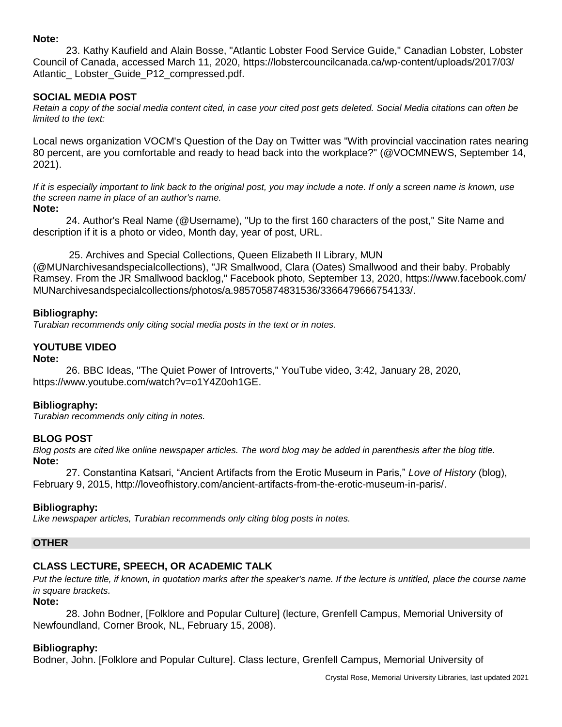**Note:**

23. Kathy Kaufield and Alain Bosse, "Atlantic Lobster Food Service Guide," Canadian Lobster*,* Lobster Council of Canada, accessed March 11, 2020, https://lobstercouncilcanada.ca/wp-content/uploads/2017/03/Atlantic_ Lobster_Guide_P12_compressed.pdf.

### SOCIAL MEDIA POST

*Retain a copy of the social media content cited, in case your cited post gets deleted. Social Media citations can often be limited to the text:*

Local news organization VOCM's Question of the Day on Twitter was "With provincial vaccination rates nearing 80 percent, are you comfortable and ready to head back into the workplace?" (@VOCMNEWS, September 14, 2021).

*If it is especially important to link back to the original post, you may include a note. If only a screen name is known, use the screen name in place of an author's name.*

**Note:**

24. Author's Real Name (@Username), "Up to the first 160 characters of the post," Site Name and description if it is a photo or video, Month day, year of post, URL.

25. Archives and Special Collections, Queen Elizabeth II Library, MUN (@MUNarchivesandspecialcollections), "JR Smallwood, Clara (Oates) Smallwood and their baby. Probably Ramsey. From the JR Smallwood backlog," Facebook photo, September 13, 2020, https://www.facebook.com/MUNarchivesandspecialcollections/photos/a.985705874831536/3366479666754133/.

**Bibliography:**

*Turabian recommends only citing social media posts in the text or in notes.*

### YOUTUBE VIDEO

**Note:**

26. BBC Ideas, "The Quiet Power of Introverts," YouTube video, 3:42, January 28, 2020, https://www.youtube.com/watch?v=o1Y4Z0oh1GE.

**Bibliography:**

*Turabian recommends only citing in notes.*

### BLOG POST

*Blog posts are cited like online newspaper articles. The word blog may be added in parenthesis after the blog title.*

**Note:**

27. Constantina Katsari, “Ancient Artifacts from the Erotic Museum in Paris,” *Love of History* (blog), February 9, 2015, http://loveofhistory.com/ancient-artifacts-from-the-erotic-museum-in-paris/.

**Bibliography:**

*Like newspaper articles, Turabian recommends only citing blog posts in notes.*

## OTHER

### CLASS LECTURE, SPEECH, OR ACADEMIC TALK

*Put the lecture title, if known, in quotation marks after the speaker's name. If the lecture is untitled, place the course name in square brackets.*

**Note:**

28. John Bodner, [Folklore and Popular Culture] (lecture, Grenfell Campus, Memorial University of Newfoundland, Corner Brook, NL, February 15, 2008).

**Bibliography:**

Bodner, John. [Folklore and Popular Culture]. Class lecture, Grenfell Campus, Memorial University of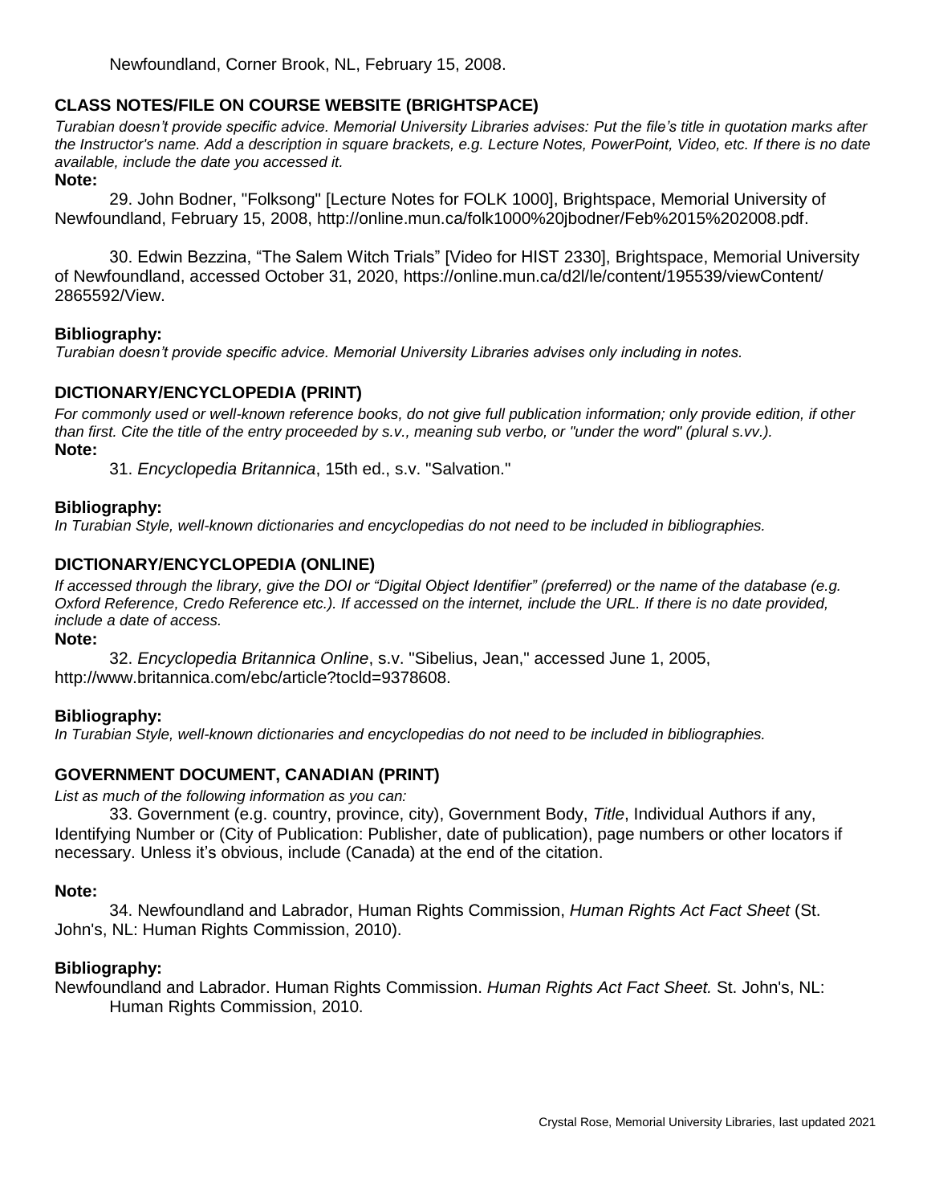Newfoundland, Corner Brook, NL, February 15, 2008.

### CLASS NOTES/FILE ON COURSE WEBSITE (BRIGHTSPACE)

*Turabian doesn't provide specific advice. Memorial University Libraries advises: Put the file's title in quotation marks after the Instructor's name. Add a description in square brackets, e.g. Lecture Notes, PowerPoint, Video, etc. If there is no date available, include the date you accessed it.*

**Note:**

29. John Bodner, "Folksong" [Lecture Notes for FOLK 1000], Brightspace, Memorial University of Newfoundland, February 15, 2008, http://online.mun.ca/folk1000%20jbodner/Feb%2015%202008.pdf.

30. Edwin Bezzina, "The Salem Witch Trials" [Video for HIST 2330], Brightspace, Memorial University of Newfoundland, accessed October 31, 2020, https://online.mun.ca/d2l/le/content/195539/viewContent/2865592/View.

**Bibliography:**

*Turabian doesn't provide specific advice. Memorial University Libraries advises only including in notes.*

### DICTIONARY/ENCYCLOPEDIA (PRINT)

*For commonly used or well-known reference books, do not give full publication information; only provide edition, if other than first. Cite the title of the entry proceeded by s.v., meaning sub verbo, or "under the word" (plural s.vv.).*

**Note:**

31. *Encyclopedia Britannica*, 15th ed., s.v. "Salvation."

**Bibliography:**

*In Turabian Style, well-known dictionaries and encyclopedias do not need to be included in bibliographies.*

### DICTIONARY/ENCYCLOPEDIA (ONLINE)

*If accessed through the library, give the DOI or "Digital Object Identifier" (preferred) or the name of the database (e.g. Oxford Reference, Credo Reference etc.). If accessed on the internet, include the URL. If there is no date provided, include a date of access.*

**Note:**

32. *Encyclopedia Britannica Online*, s.v. "Sibelius, Jean," accessed June 1, 2005, http://www.britannica.com/ebc/article?tocld=9378608.

**Bibliography:**

*In Turabian Style, well-known dictionaries and encyclopedias do not need to be included in bibliographies.*

### GOVERNMENT DOCUMENT, CANADIAN (PRINT)

*List as much of the following information as you can:*

33. Government (e.g. country, province, city), Government Body, *Title*, Individual Authors if any, Identifying Number or (City of Publication: Publisher, date of publication), page numbers or other locators if necessary. Unless it's obvious, include (Canada) at the end of the citation.

**Note:**

34. Newfoundland and Labrador, Human Rights Commission, *Human Rights Act Fact Sheet* (St. John's, NL: Human Rights Commission, 2010).

**Bibliography:**

Newfoundland and Labrador. Human Rights Commission. *Human Rights Act Fact Sheet.* St. John's, NL: Human Rights Commission, 2010.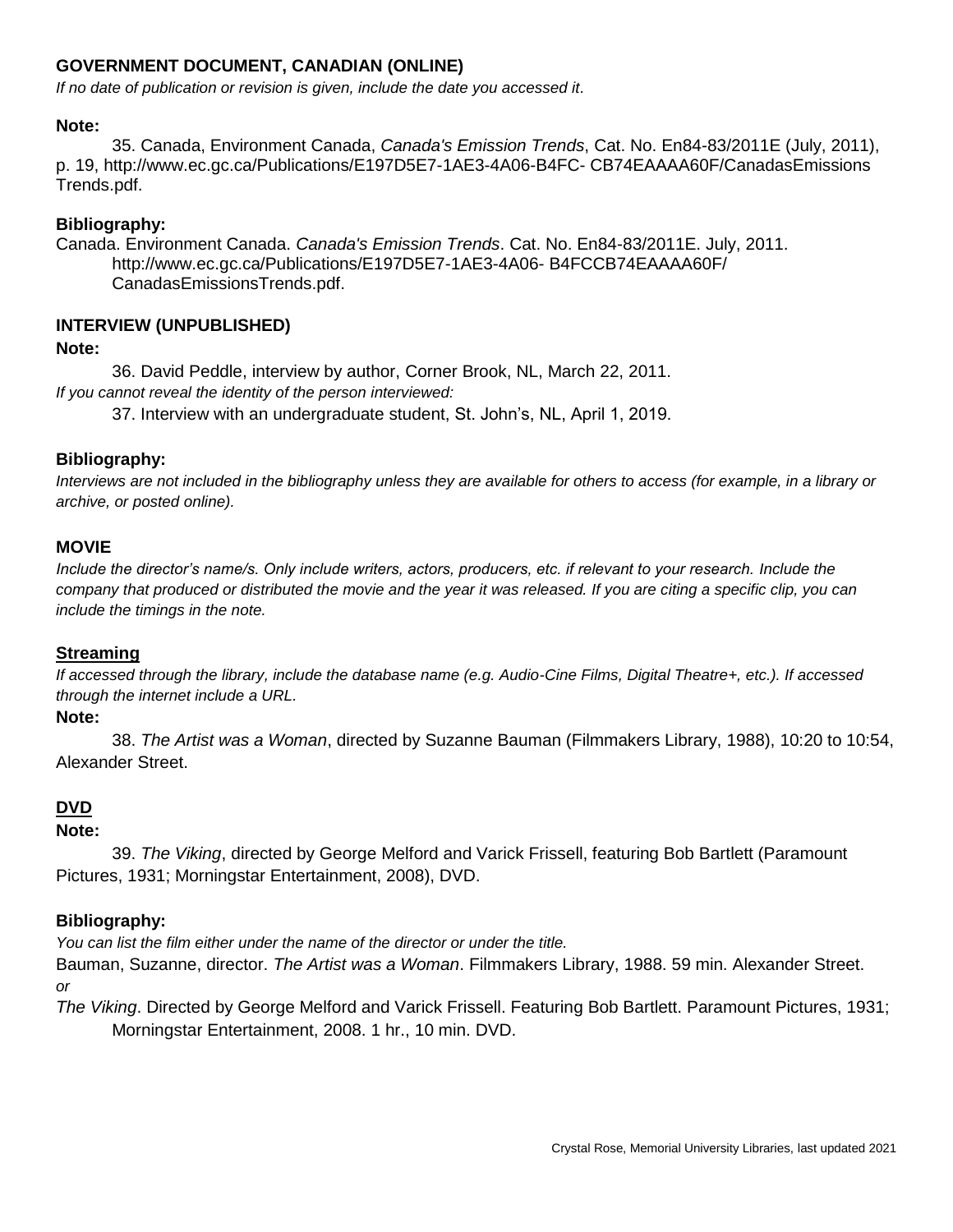### GOVERNMENT DOCUMENT, CANADIAN (ONLINE)

*If no date of publication or revision is given, include the date you accessed it.*

**Note:**

35. Canada, Environment Canada, *Canada's Emission Trends*, Cat. No. En84-83/2011E (July, 2011), p. 19, http://www.ec.gc.ca/Publications/E197D5E7-1AE3-4A06-B4FC- CB74EAAAA60F/CanadasEmissions Trends.pdf.

**Bibliography:**

Canada. Environment Canada. *Canada's Emission Trends*. Cat. No. En84-83/2011E. July, 2011. http://www.ec.gc.ca/Publications/E197D5E7-1AE3-4A06- B4FCCB74EAAAA60F/ CanadasEmissionsTrends.pdf.

### INTERVIEW (UNPUBLISHED)

**Note:**

36. David Peddle, interview by author, Corner Brook, NL, March 22, 2011.

*If you cannot reveal the identity of the person interviewed:*

37. Interview with an undergraduate student, St. John's, NL, April 1, 2019.

**Bibliography:**

*Interviews are not included in the bibliography unless they are available for others to access (for example, in a library or archive, or posted online).*

### MOVIE

*Include the director's name/s. Only include writers, actors, producers, etc. if relevant to your research. Include the company that produced or distributed the movie and the year it was released. If you are citing a specific clip, you can include the timings in the note.*

#### Streaming

*If accessed through the library, include the database name (e.g. Audio-Cine Films, Digital Theatre+, etc.). If accessed through the internet include a URL.*

**Note:**

38. *The Artist was a Woman*, directed by Suzanne Bauman (Filmmakers Library, 1988), 10:20 to 10:54, Alexander Street.

#### DVD

**Note:**

39. *The Viking*, directed by George Melford and Varick Frissell, featuring Bob Bartlett (Paramount Pictures, 1931; Morningstar Entertainment, 2008), DVD.

**Bibliography:**

*You can list the film either under the name of the director or under the title.*

Bauman, Suzanne, director. *The Artist was a Woman*. Filmmakers Library, 1988. 59 min. Alexander Street.

*or*

*The Viking*. Directed by George Melford and Varick Frissell. Featuring Bob Bartlett. Paramount Pictures, 1931; Morningstar Entertainment, 2008. 1 hr., 10 min. DVD.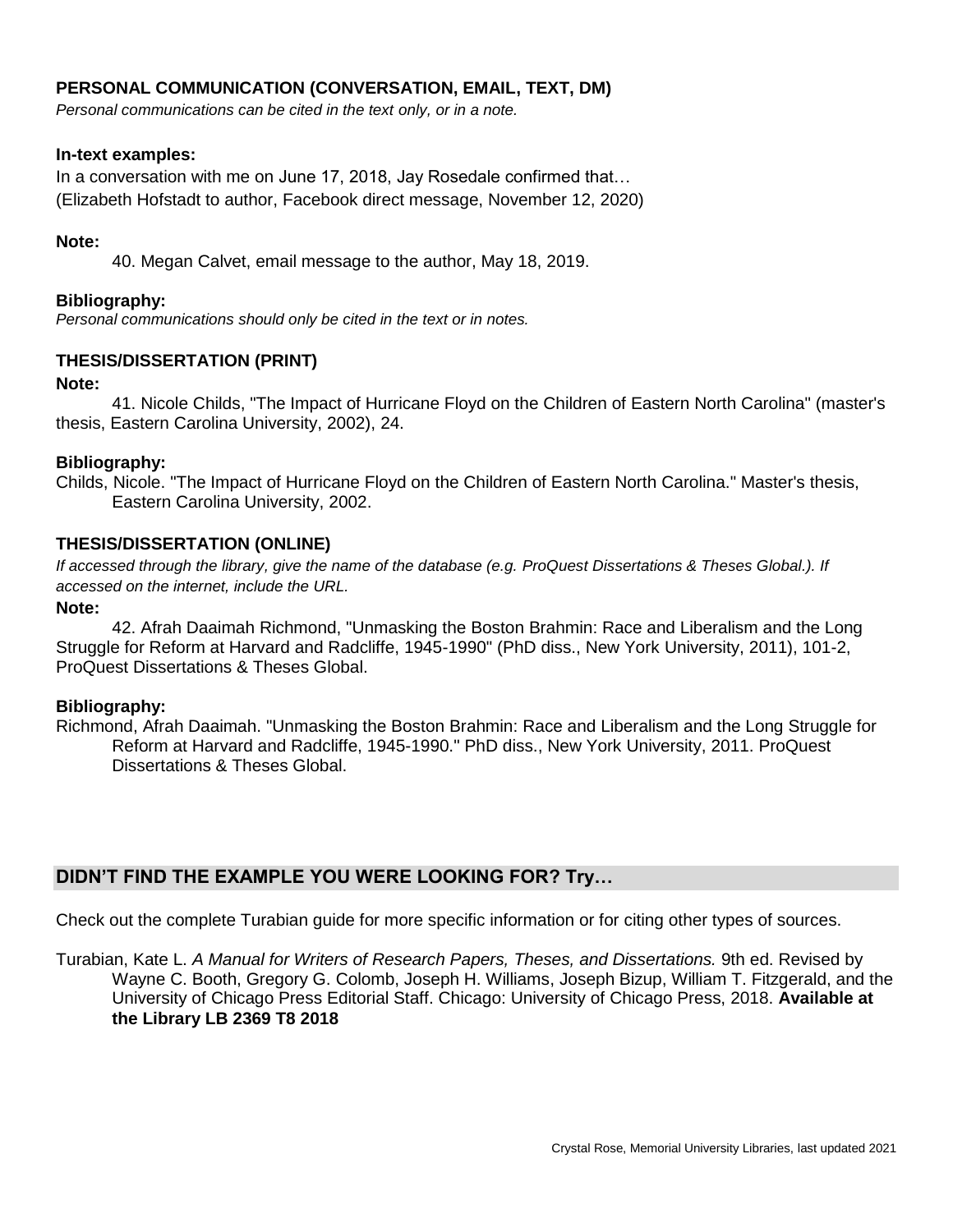### PERSONAL COMMUNICATION (CONVERSATION, EMAIL, TEXT, DM)

*Personal communications can be cited in the text only, or in a note.*

**In-text examples:**

In a conversation with me on June 17, 2018, Jay Rosedale confirmed that…
(Elizabeth Hofstadt to author, Facebook direct message, November 12, 2020)

**Note:**

40. Megan Calvet, email message to the author, May 18, 2019.

**Bibliography:**

*Personal communications should only be cited in the text or in notes.*

### THESIS/DISSERTATION (PRINT)

**Note:**

41. Nicole Childs, "The Impact of Hurricane Floyd on the Children of Eastern North Carolina" (master's thesis, Eastern Carolina University, 2002), 24.

**Bibliography:**

Childs, Nicole. "The Impact of Hurricane Floyd on the Children of Eastern North Carolina." Master's thesis, Eastern Carolina University, 2002.

### THESIS/DISSERTATION (ONLINE)

*If accessed through the library, give the name of the database (e.g. ProQuest Dissertations & Theses Global.). If accessed on the internet, include the URL.*

**Note:**

42. Afrah Daaimah Richmond, "Unmasking the Boston Brahmin: Race and Liberalism and the Long Struggle for Reform at Harvard and Radcliffe, 1945-1990" (PhD diss., New York University, 2011), 101-2, ProQuest Dissertations & Theses Global.

**Bibliography:**

Richmond, Afrah Daaimah. "Unmasking the Boston Brahmin: Race and Liberalism and the Long Struggle for Reform at Harvard and Radcliffe, 1945-1990." PhD diss., New York University, 2011. ProQuest Dissertations & Theses Global.

## DIDN'T FIND THE EXAMPLE YOU WERE LOOKING FOR? Try…

Check out the complete Turabian guide for more specific information or for citing other types of sources.

Turabian, Kate L. *A Manual for Writers of Research Papers, Theses, and Dissertations.* 9th ed. Revised by Wayne C. Booth, Gregory G. Colomb, Joseph H. Williams, Joseph Bizup, William T. Fitzgerald, and the University of Chicago Press Editorial Staff. Chicago: University of Chicago Press, 2018. **Available at the Library LB 2369 T8 2018**

Crystal Rose, Memorial University Libraries, last updated 2021